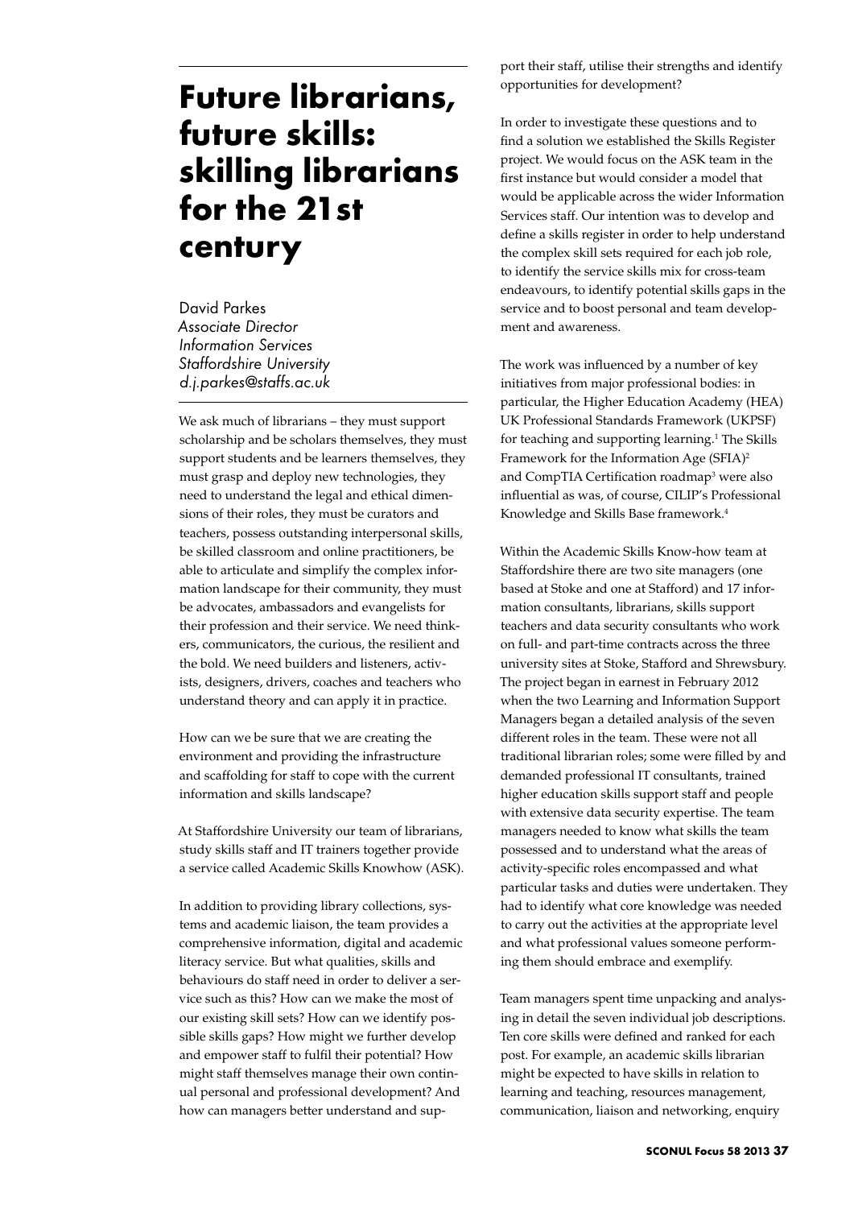# Future librarians, future skills: skilling librarians for the 21st century

David Parkes
*Associate Director*
*Information Services*
*Staffordshire University*
*d.j.parkes@staffs.ac.uk*

We ask much of librarians – they must support scholarship and be scholars themselves, they must support students and be learners themselves, they must grasp and deploy new technologies, they need to understand the legal and ethical dimensions of their roles, they must be curators and teachers, possess outstanding interpersonal skills, be skilled classroom and online practitioners, be able to articulate and simplify the complex information landscape for their community, they must be advocates, ambassadors and evangelists for their profession and their service. We need thinkers, communicators, the curious, the resilient and the bold. We need builders and listeners, activists, designers, drivers, coaches and teachers who understand theory and can apply it in practice.

How can we be sure that we are creating the environment and providing the infrastructure and scaffolding for staff to cope with the current information and skills landscape?

At Staffordshire University our team of librarians, study skills staff and IT trainers together provide a service called Academic Skills Knowhow (ASK).

In addition to providing library collections, systems and academic liaison, the team provides a comprehensive information, digital and academic literacy service. But what qualities, skills and behaviours do staff need in order to deliver a service such as this? How can we make the most of our existing skill sets? How can we identify possible skills gaps? How might we further develop and empower staff to fulfil their potential? How might staff themselves manage their own continual personal and professional development? And how can managers better understand and support their staff, utilise their strengths and identify opportunities for development?

In order to investigate these questions and to find a solution we established the Skills Register project. We would focus on the ASK team in the first instance but would consider a model that would be applicable across the wider Information Services staff. Our intention was to develop and define a skills register in order to help understand the complex skill sets required for each job role, to identify the service skills mix for cross-team endeavours, to identify potential skills gaps in the service and to boost personal and team development and awareness.

The work was influenced by a number of key initiatives from major professional bodies: in particular, the Higher Education Academy (HEA) UK Professional Standards Framework (UKPSF) for teaching and supporting learning.[1] The Skills Framework for the Information Age (SFIA)[2] and CompTIA Certification roadmap[3] were also influential as was, of course, CILIP's Professional Knowledge and Skills Base framework.[4]

Within the Academic Skills Know-how team at Staffordshire there are two site managers (one based at Stoke and one at Stafford) and 17 information consultants, librarians, skills support teachers and data security consultants who work on full- and part-time contracts across the three university sites at Stoke, Stafford and Shrewsbury. The project began in earnest in February 2012 when the two Learning and Information Support Managers began a detailed analysis of the seven different roles in the team. These were not all traditional librarian roles; some were filled by and demanded professional IT consultants, trained higher education skills support staff and people with extensive data security expertise. The team managers needed to know what skills the team possessed and to understand what the areas of activity-specific roles encompassed and what particular tasks and duties were undertaken. They had to identify what core knowledge was needed to carry out the activities at the appropriate level and what professional values someone performing them should embrace and exemplify.

Team managers spent time unpacking and analysing in detail the seven individual job descriptions. Ten core skills were defined and ranked for each post. For example, an academic skills librarian might be expected to have skills in relation to learning and teaching, resources management, communication, liaison and networking, enquiry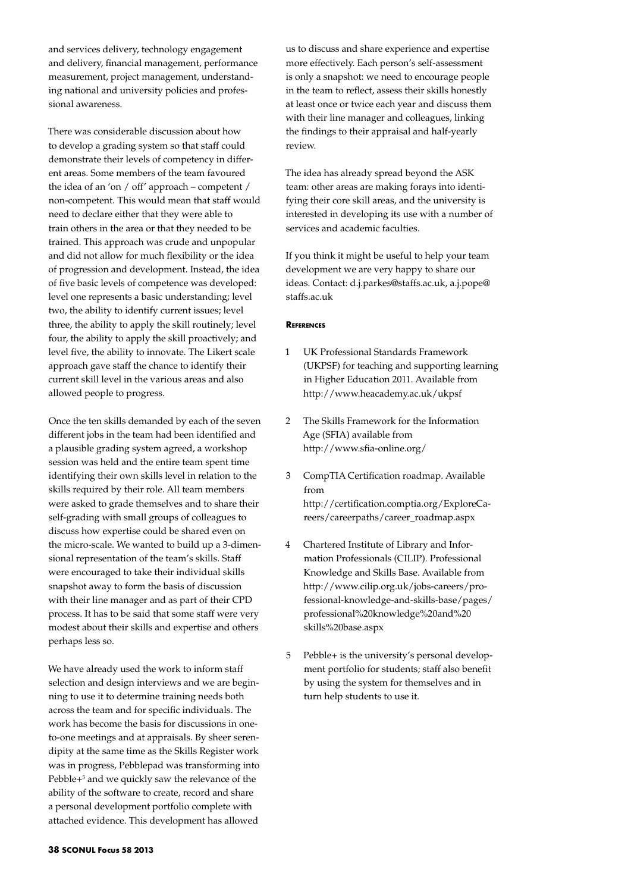and services delivery, technology engagement and delivery, financial management, performance measurement, project management, understanding national and university policies and professional awareness.

There was considerable discussion about how to develop a grading system so that staff could demonstrate their levels of competency in different areas. Some members of the team favoured the idea of an 'on / off' approach – competent / non-competent. This would mean that staff would need to declare either that they were able to train others in the area or that they needed to be trained. This approach was crude and unpopular and did not allow for much flexibility or the idea of progression and development. Instead, the idea of five basic levels of competence was developed: level one represents a basic understanding; level two, the ability to identify current issues; level three, the ability to apply the skill routinely; level four, the ability to apply the skill proactively; and level five, the ability to innovate. The Likert scale approach gave staff the chance to identify their current skill level in the various areas and also allowed people to progress.

Once the ten skills demanded by each of the seven different jobs in the team had been identified and a plausible grading system agreed, a workshop session was held and the entire team spent time identifying their own skills level in relation to the skills required by their role. All team members were asked to grade themselves and to share their self-grading with small groups of colleagues to discuss how expertise could be shared even on the micro-scale. We wanted to build up a 3-dimensional representation of the team's skills. Staff were encouraged to take their individual skills snapshot away to form the basis of discussion with their line manager and as part of their CPD process. It has to be said that some staff were very modest about their skills and expertise and others perhaps less so.

We have already used the work to inform staff selection and design interviews and we are beginning to use it to determine training needs both across the team and for specific individuals. The work has become the basis for discussions in one-to-one meetings and at appraisals. By sheer serendipity at the same time as the Skills Register work was in progress, Pebblepad was transforming into Pebble+[5] and we quickly saw the relevance of the ability of the software to create, record and share a personal development portfolio complete with attached evidence. This development has allowed us to discuss and share experience and expertise more effectively. Each person's self-assessment is only a snapshot: we need to encourage people in the team to reflect, assess their skills honestly at least once or twice each year and discuss them with their line manager and colleagues, linking the findings to their appraisal and half-yearly review.

The idea has already spread beyond the ASK team: other areas are making forays into identifying their core skill areas, and the university is interested in developing its use with a number of services and academic faculties.

If you think it might be useful to help your team development we are very happy to share our ideas. Contact: d.j.parkes@staffs.ac.uk, a.j.pope@staffs.ac.uk

**References**

1. UK Professional Standards Framework (UKPSF) for teaching and supporting learning in Higher Education 2011. Available from http://www.heacademy.ac.uk/ukpsf

2. The Skills Framework for the Information Age (SFIA) available from http://www.sfia-online.org/

3. CompTIA Certification roadmap. Available from http://certification.comptia.org/ExploreCareers/careerpaths/career_roadmap.aspx

4. Chartered Institute of Library and Information Professionals (CILIP). Professional Knowledge and Skills Base. Available from http://www.cilip.org.uk/jobs-careers/professional-knowledge-and-skills-base/pages/professional%20knowledge%20and%20skills%20base.aspx

5. Pebble+ is the university's personal development portfolio for students; staff also benefit by using the system for themselves and in turn help students to use it.